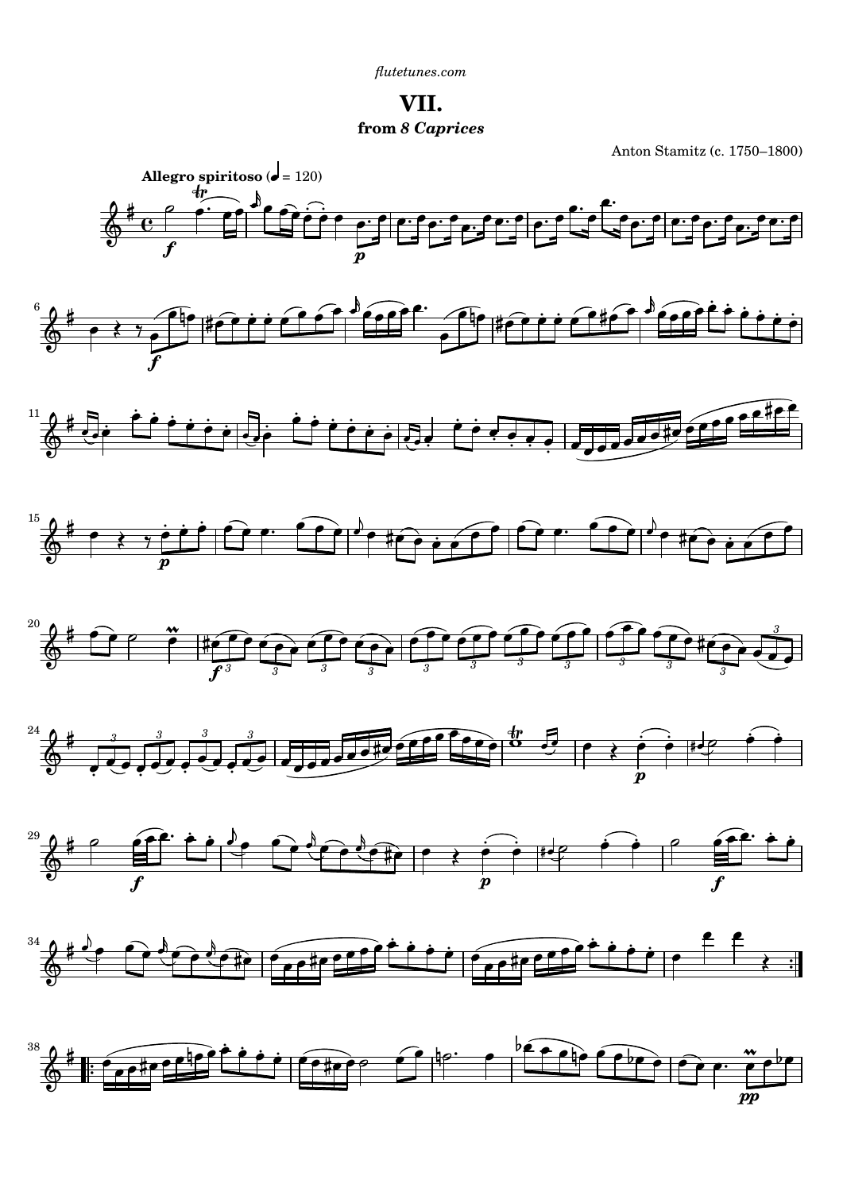flutetunes.com

# VII.

### from *8 Caprices*

Anton Stamitz (c. 1750–1800)

**Allegro spiritoso** (♩ = 120)